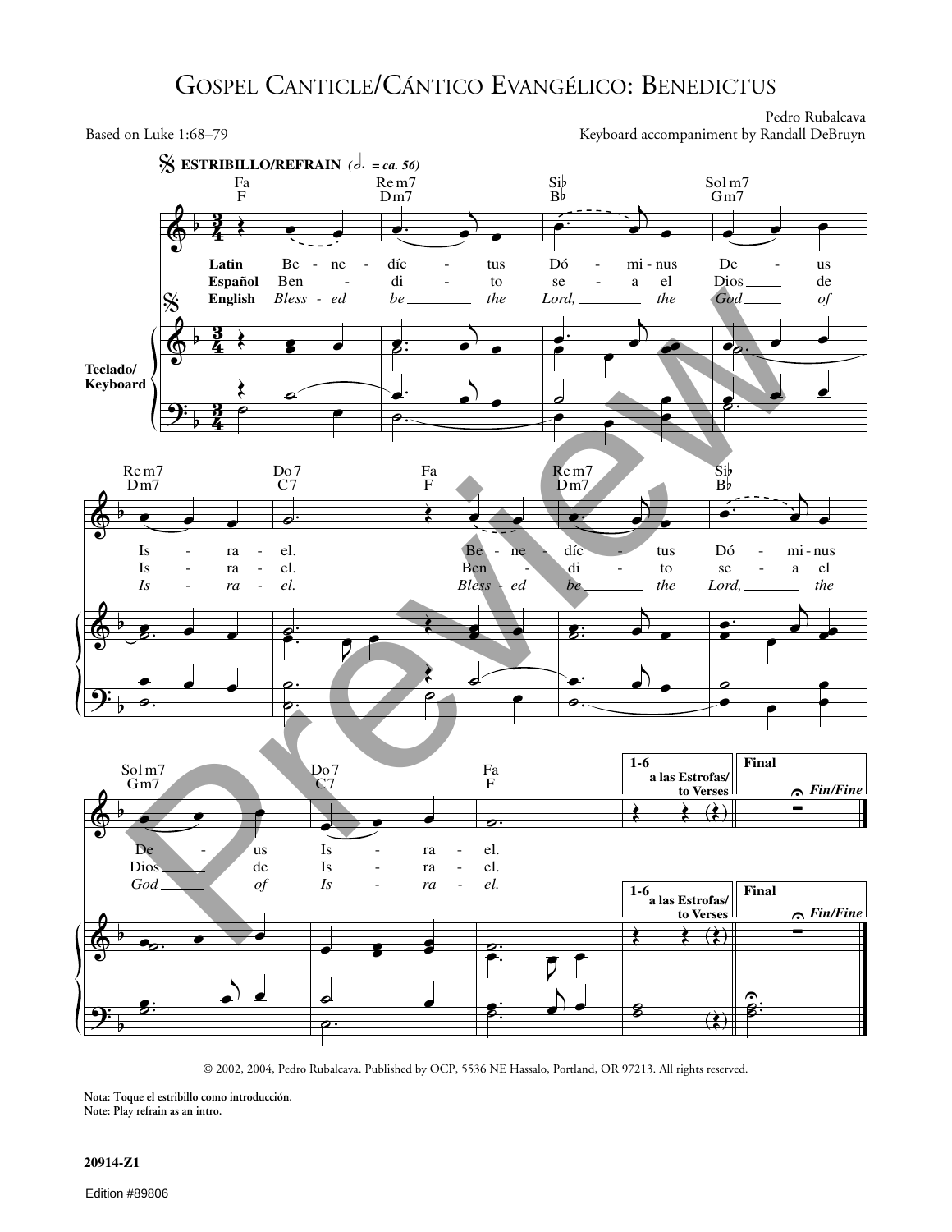# Gospel Canticle/Cántico Evangélico: Benedictus

Based on Luke 1:68–79

Pedro Rubalcava
Keyboard accompaniment by Randall DeBruyn

**ESTRIBILLO/REFRAIN** (♩. = ca. 56)

Fa/F — Re m7/Dm7 — Si♭/B♭ — Sol m7/Gm7 — Re m7/Dm7 — Do 7/C7 — Fa/F — Re m7/Dm7 — Si♭/B♭ — Sol m7/Gm7 — Do 7/C7 — Fa/F

**Latin:** Be - ne - díc - tus Dó - mi - nus De - us Is - ra - el. Be - ne - díc - tus Dó - mi - nus De - us Is - ra - el.

**Español:** Ben - di - to se - a el Dios de Is - ra - el. Ben - di - to se - a el Dios de Is - ra - el.

**English:** *Bless - ed be the Lord, the God of Is - ra - el. Bless - ed be the Lord, the God of Is - ra - el.*

**1-6** a las Estrofas/to Verses — **Final** Fin/Fine

Teclado/Keyboard

© 2002, 2004, Pedro Rubalcava. Published by OCP, 5536 NE Hassalo, Portland, OR 97213. All rights reserved.

Nota: Toque el estribillo como introducción.
Note: Play refrain as an intro.

20914-Z1

Edition #89806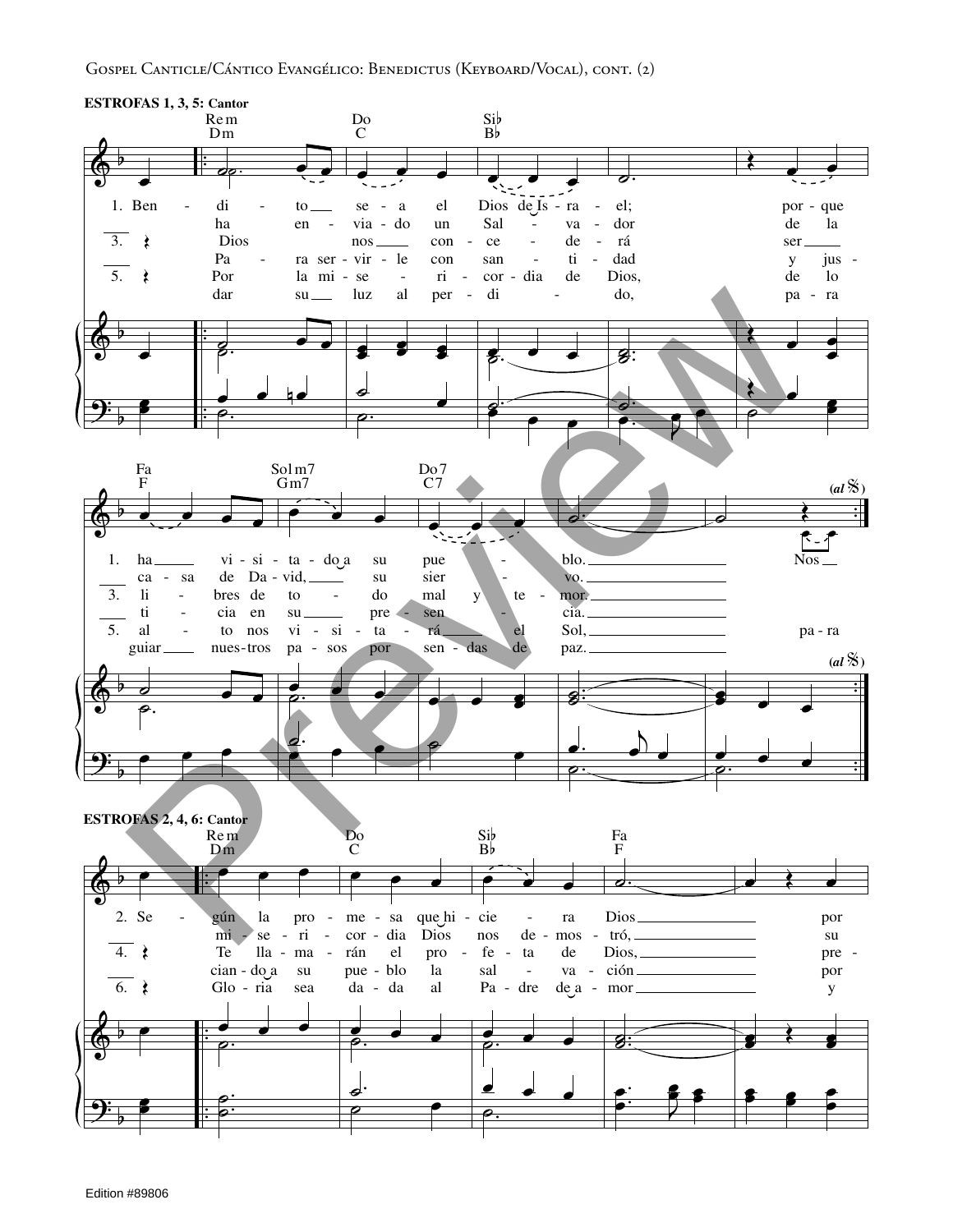ESTROFAS 1, 3, 5: Cantor

Rem / Dm — Do / C — Si♭ / B♭ — Fa / F — Sol m7 / Gm7 — Do7 / C7

1. Bendito sea el Dios de Israel; porque ha visitado a su pueblo. Nos ha enviado un Salvador de la casa de David, su siervo.

3. Dios nos concederá ser libres de todo mal y temor. Para servirle con santidad y justicia en su presencia.

5. Por la misericordia de Dios, de lo alto nos visitará el Sol, para dar su luz al perdido, para guiar nuestros pasos por sendas de paz.

(al 𝄋)

ESTROFAS 2, 4, 6: Cantor

Rem / Dm — Do / C — Si♭ / B♭ — Fa / F

2. Según la promesa que hiciera Dios por misericordia Dios nos demostró, su

4. Te llamarán el profeta de Dios, preciando a su pueblo la salvación por

6. Gloria sea dada al Padre de amor y

Edition #89806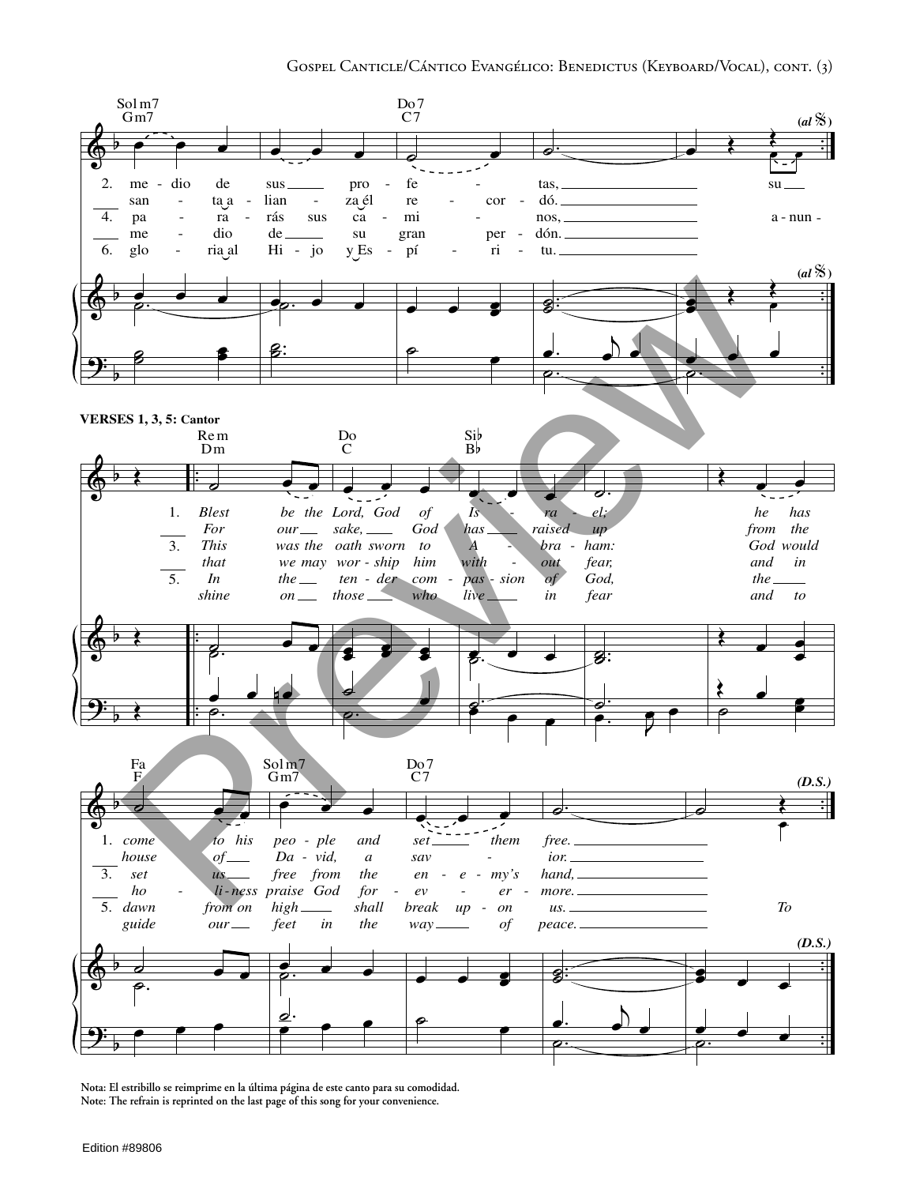VERSES 1, 3, 5: Cantor

Nota: El estribillo se reimprime en la última página de este canto para su comodidad.
Note: The refrain is reprinted on the last page of this song for your convenience.

Edition #89806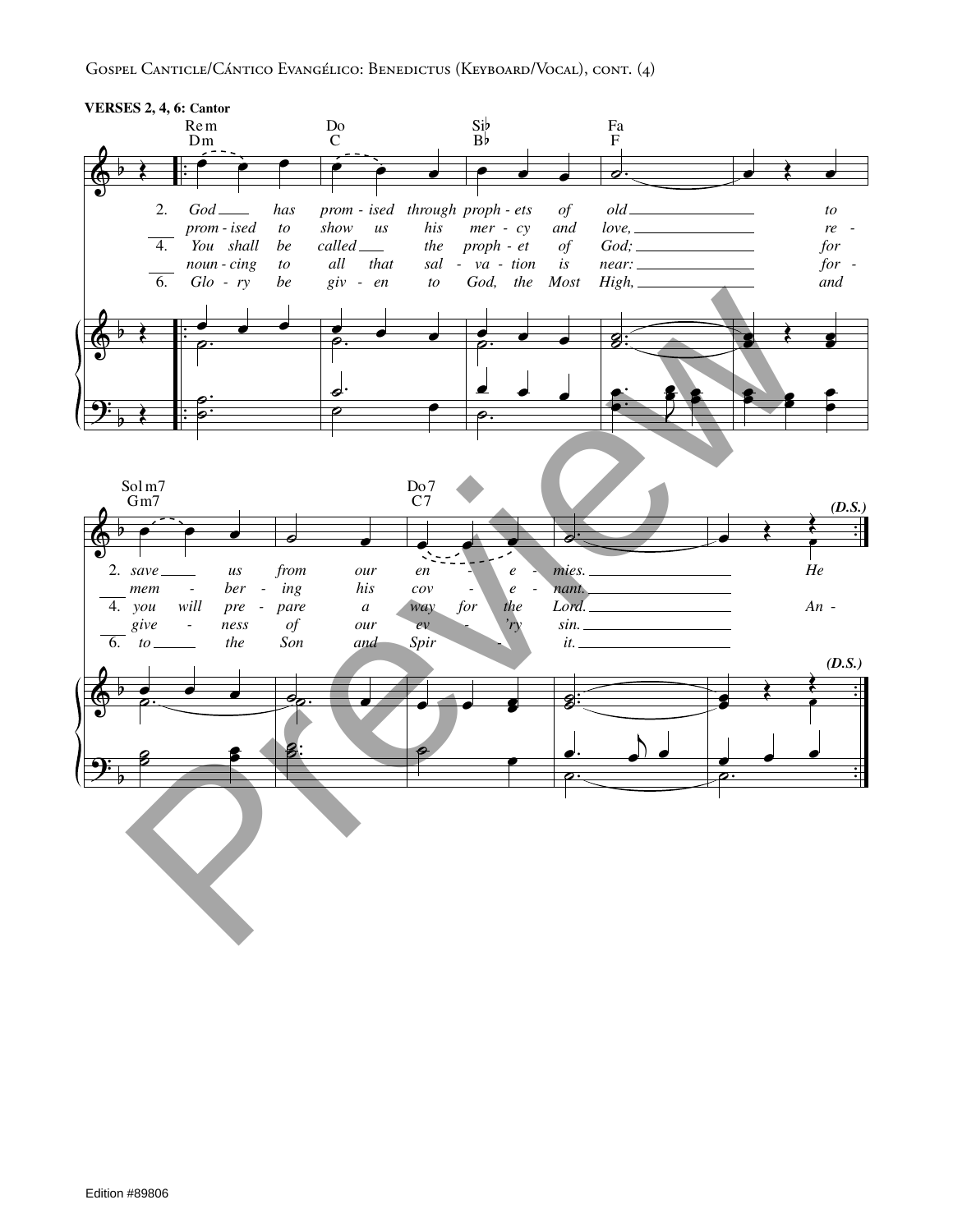**VERSES 2, 4, 6: Cantor**

Rem / Dm — Do / C — Si♭ / B♭ — Fa / F

2. God has prom-ised through proph-ets of old to
prom-ised to show us his mer-cy and love, re-
4. You shall be called the proph-et of God; for
noun-cing to all that sal-va-tion is near: for-
6. Glo-ry be giv-en to God, the Most High, and

Sol m7 / Gm7 — Do7 / C7 — *(D.S.)*

2. save us from our en-e-mies. He
mem-ber-ing his cov-e-nant.
4. you will pre-pare a way for the Lord. An-
give-ness of our ev-'ry sin.
6. to the Son and Spir-it.

*(D.S.)*

Edition #89806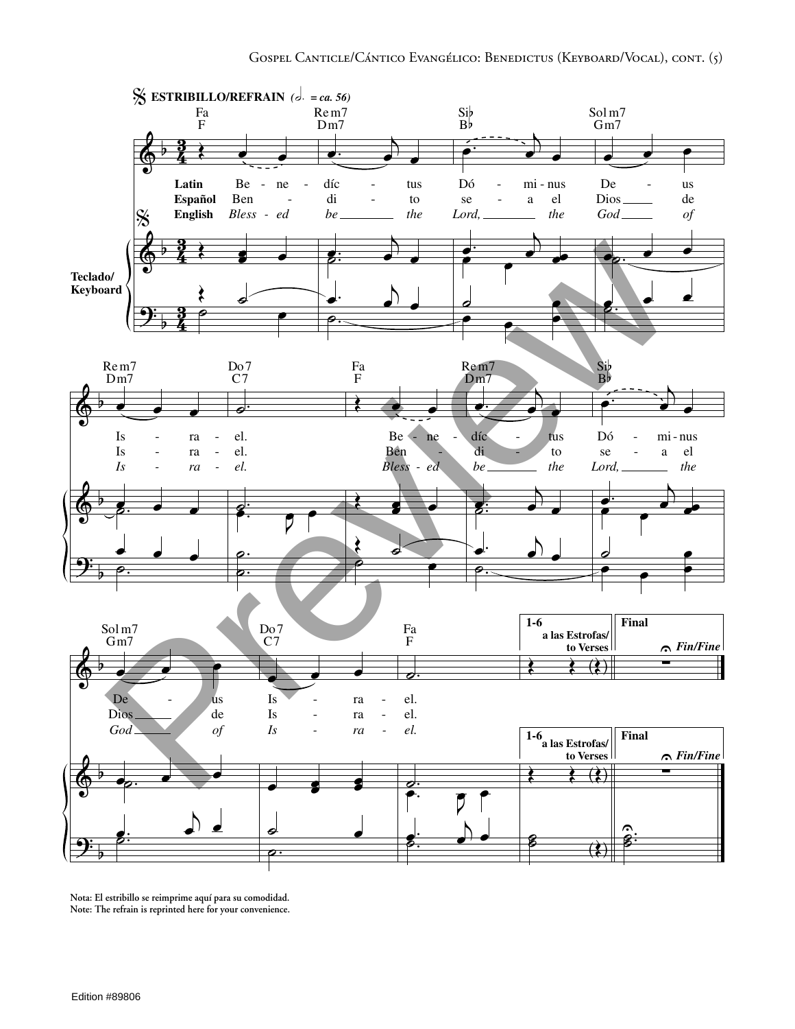**ESTRIBILLO/REFRAIN** (♩. = ca. 56)

Fa / F — Re m7 / Dm7 — Si♭ / B♭ — Sol m7 / Gm7

**Latin** Be - ne - díc - tus Dó - mi - nus De - us
**Español** Ben - di - to se - a el Dios de
**English** *Bless - ed be the Lord, the God of*

**Teclado/ Keyboard**

Re m7 / Dm7 — Do 7 / C7 — Fa / F — Re m7 / Dm7 — Si♭ / B♭

Is - ra - el. Be - ne - díc - tus Dó - mi - nus
Is - ra - el. Ben - di - to se - a el
*Is - ra - el. Bless - ed be the Lord, the*

Sol m7 / Gm7 — Do 7 / C7 — Fa / F

De - us Is - ra - el.
Dios de Is - ra - el.
*God of Is - ra - el.*

**1-6** a las Estrofas/ to Verses — **Final** *Fin/Fine*

Nota: El estribillo se reimprime aquí para su comodidad.
Note: The refrain is reprinted here for your convenience.

Edition #89806